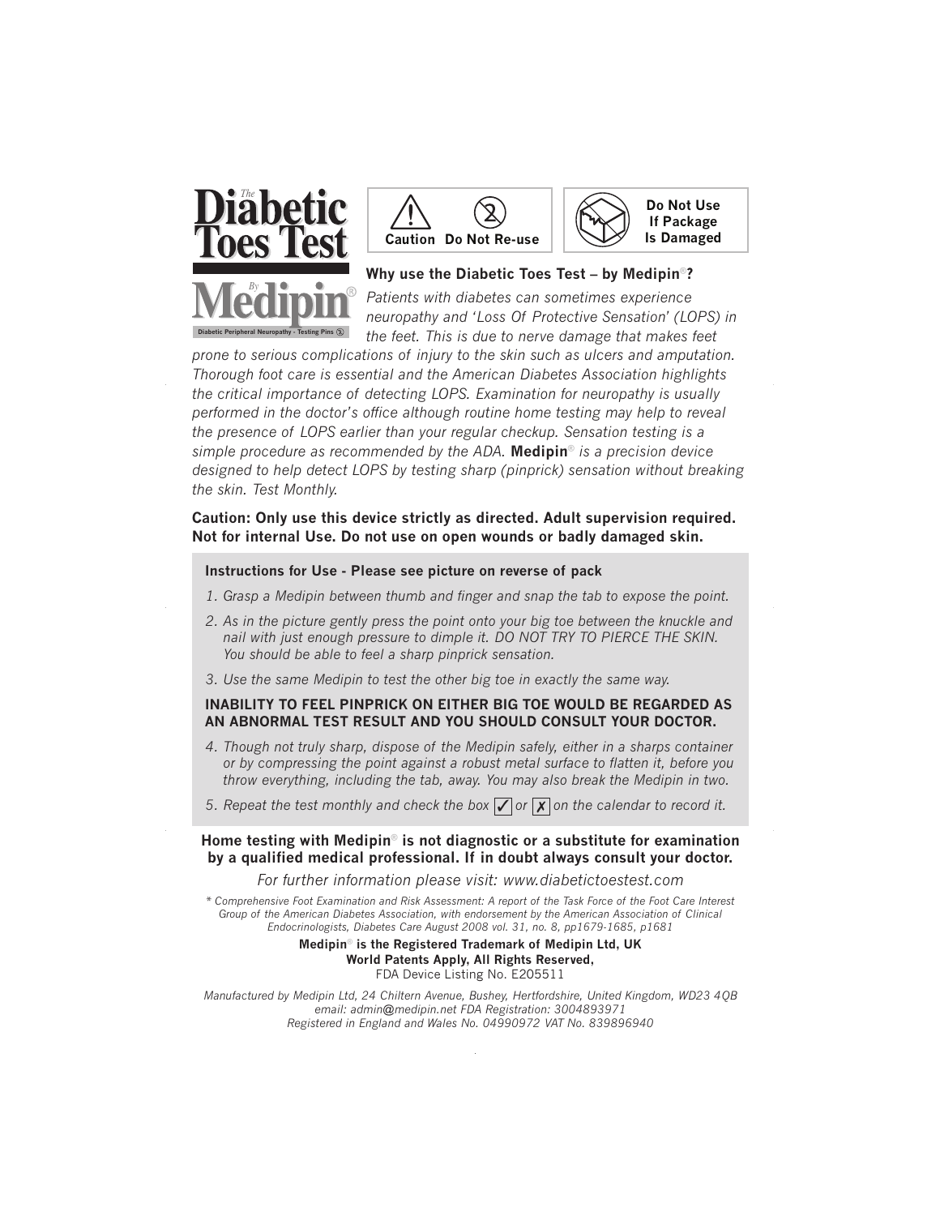# The Diabetic Toes Test

By **Medipin**®

Diabetic Peripheral Neuropathy - Testing Pins ②

**Caution** **Do Not Re-use**

**Do Not Use If Package Is Damaged**

### Why use the Diabetic Toes Test – by Medipin®?

*Patients with diabetes can sometimes experience neuropathy and 'Loss Of Protective Sensation' (LOPS) in the feet. This is due to nerve damage that makes feet prone to serious complications of injury to the skin such as ulcers and amputation. Thorough foot care is essential and the American Diabetes Association highlights the critical importance of detecting LOPS. Examination for neuropathy is usually performed in the doctor's office although routine home testing may help to reveal the presence of LOPS earlier than your regular checkup. Sensation testing is a simple procedure as recommended by the ADA.* **Medipin**® *is a precision device designed to help detect LOPS by testing sharp (pinprick) sensation without breaking the skin. Test Monthly.*

**Caution: Only use this device strictly as directed. Adult supervision required. Not for internal Use. Do not use on open wounds or badly damaged skin.**

**Instructions for Use - Please see picture on reverse of pack**

1. *Grasp a Medipin between thumb and finger and snap the tab to expose the point.*
2. *As in the picture gently press the point onto your big toe between the knuckle and nail with just enough pressure to dimple it. DO NOT TRY TO PIERCE THE SKIN. You should be able to feel a sharp pinprick sensation.*
3. *Use the same Medipin to test the other big toe in exactly the same way.*

**INABILITY TO FEEL PINPRICK ON EITHER BIG TOE WOULD BE REGARDED AS AN ABNORMAL TEST RESULT AND YOU SHOULD CONSULT YOUR DOCTOR.**

4. *Though not truly sharp, dispose of the Medipin safely, either in a sharps container or by compressing the point against a robust metal surface to flatten it, before you throw everything, including the tab, away. You may also break the Medipin in two.*
5. *Repeat the test monthly and check the box* ✓ *or* ✗ *on the calendar to record it.*

**Home testing with Medipin® is not diagnostic or a substitute for examination by a qualified medical professional. If in doubt always consult your doctor.**

*For further information please visit: www.diabetictoestest.com*

*\* Comprehensive Foot Examination and Risk Assessment: A report of the Task Force of the Foot Care Interest Group of the American Diabetes Association, with endorsement by the American Association of Clinical Endocrinologists, Diabetes Care August 2008 vol. 31, no. 8, pp1679-1685, p1681*

**Medipin® is the Registered Trademark of Medipin Ltd, UK**
**World Patents Apply, All Rights Reserved,**
FDA Device Listing No. E205511

*Manufactured by Medipin Ltd, 24 Chiltern Avenue, Bushey, Hertfordshire, United Kingdom, WD23 4QB*
*email: admin@medipin.net FDA Registration: 3004893971*
*Registered in England and Wales No. 04990972 VAT No. 839896940*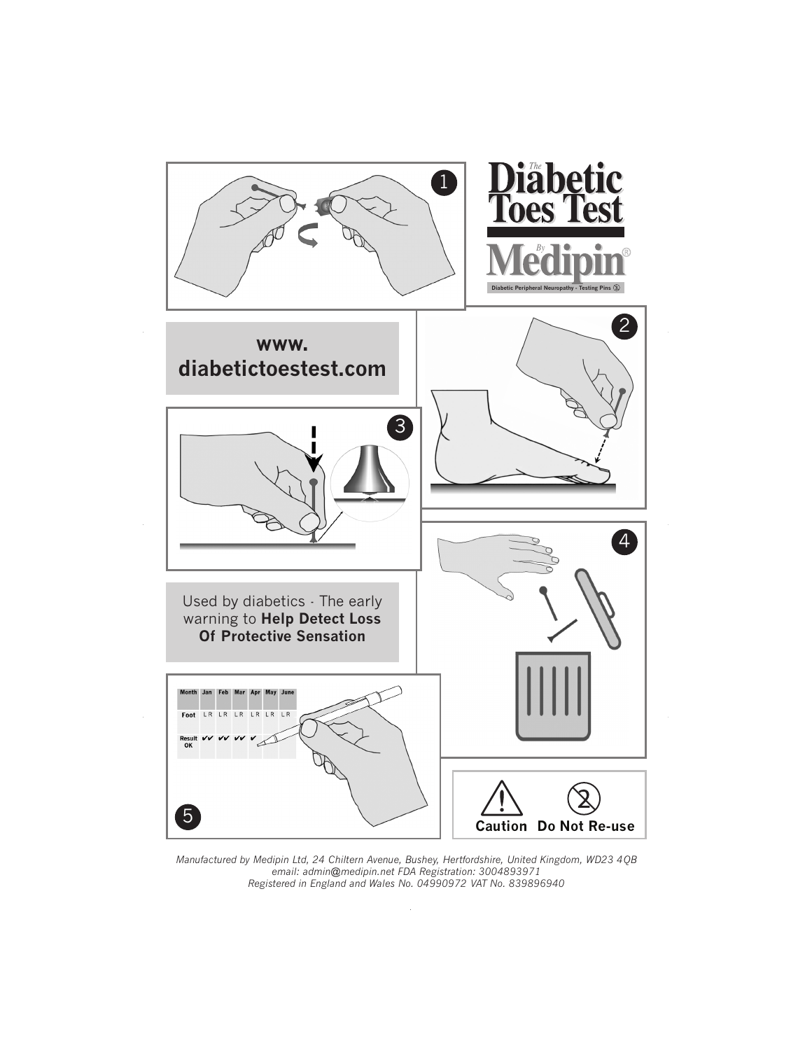# The Diabetic Toes Test

By **Medipin**®

Diabetic Peripheral Neuropathy - Testing Pins

1

2

**www. diabetictoestest.com**

3

4

Used by diabetics - The early warning to **Help Detect Loss Of Protective Sensation**

| Month | Jan | Feb | Mar | Apr | May | June |
|---|---|---|---|---|---|---|
| Foot | L R | L R | L R | L R | L R | L R |
| Result OK | ✔✔ | ✔✔ | ✔✔ | ✔ | | |

5

**Caution** **Do Not Re-use**

*Manufactured by Medipin Ltd, 24 Chiltern Avenue, Bushey, Hertfordshire, United Kingdom, WD23 4QB*
*email: admin@medipin.net FDA Registration: 3004893971*
*Registered in England and Wales No. 04990972 VAT No. 839896940*